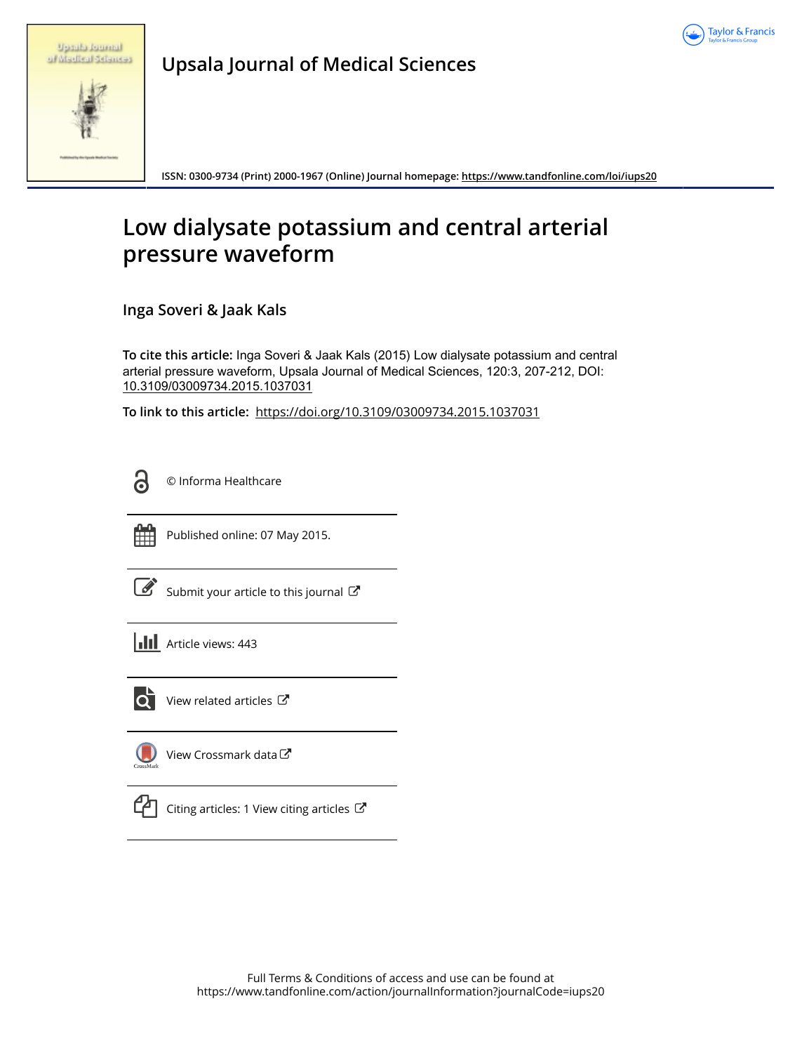Upsala Journal of Medical Sciences

ISSN: 0300-9734 (Print) 2000-1967 (Online) Journal homepage: https://www.tandfonline.com/loi/iups20

# Low dialysate potassium and central arterial pressure waveform

Inga Soveri & Jaak Kals

**To cite this article:** Inga Soveri & Jaak Kals (2015) Low dialysate potassium and central arterial pressure waveform, Upsala Journal of Medical Sciences, 120:3, 207-212, DOI: 10.3109/03009734.2015.1037031

**To link to this article:** https://doi.org/10.3109/03009734.2015.1037031

© Informa Healthcare

Published online: 07 May 2015.

Submit your article to this journal

Article views: 443

View related articles

View Crossmark data

Citing articles: 1 View citing articles

Full Terms & Conditions of access and use can be found at
https://www.tandfonline.com/action/journalInformation?journalCode=iups20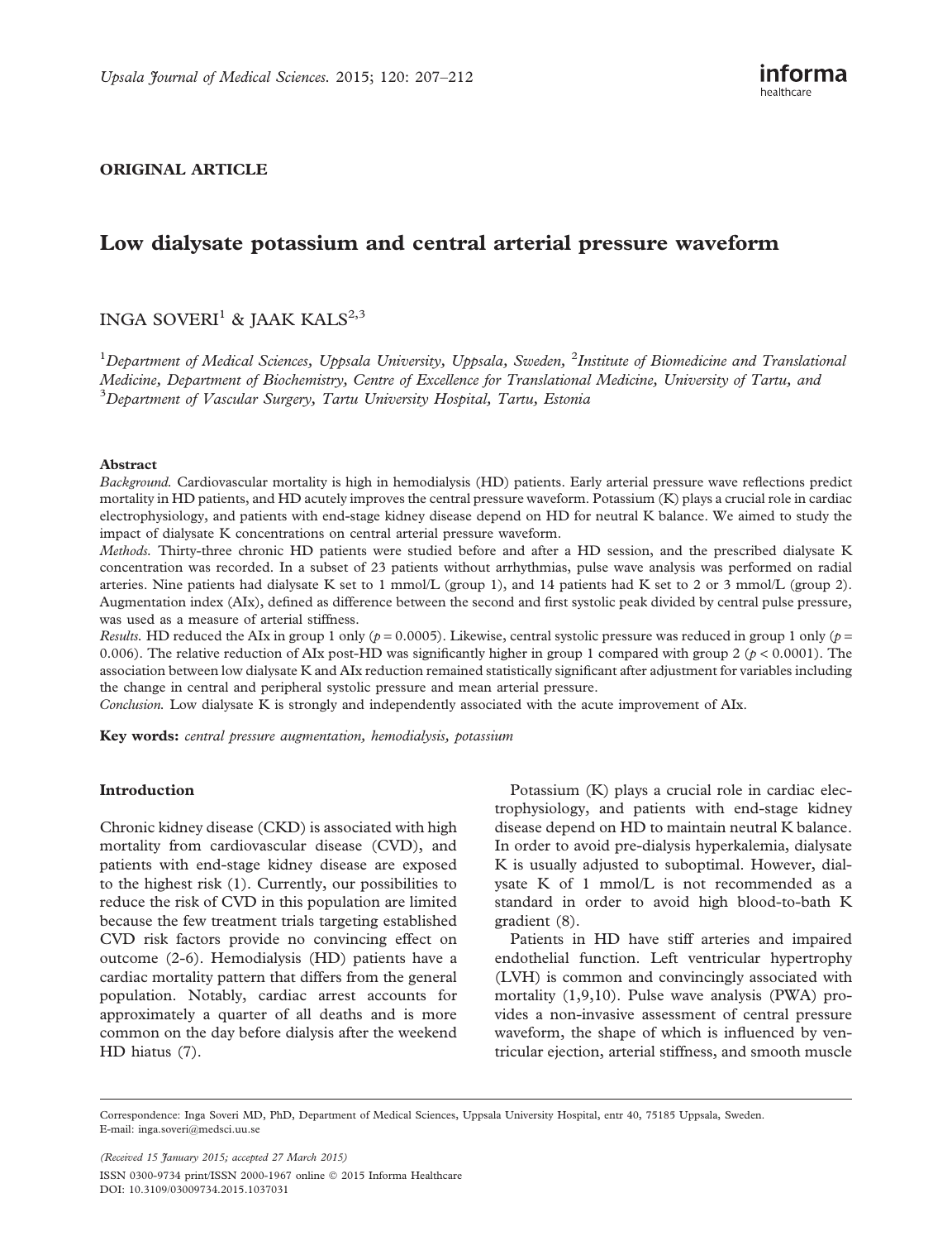**ORIGINAL ARTICLE**

# Low dialysate potassium and central arterial pressure waveform

INGA SOVERI[1] & JAAK KALS[2,3]

[1]*Department of Medical Sciences, Uppsala University, Uppsala, Sweden,* [2]*Institute of Biomedicine and Translational Medicine, Department of Biochemistry, Centre of Excellence for Translational Medicine, University of Tartu, and* [3]*Department of Vascular Surgery, Tartu University Hospital, Tartu, Estonia*

## Abstract

*Background.* Cardiovascular mortality is high in hemodialysis (HD) patients. Early arterial pressure wave reflections predict mortality in HD patients, and HD acutely improves the central pressure waveform. Potassium (K) plays a crucial role in cardiac electrophysiology, and patients with end-stage kidney disease depend on HD for neutral K balance. We aimed to study the impact of dialysate K concentrations on central arterial pressure waveform.

*Methods.* Thirty-three chronic HD patients were studied before and after a HD session, and the prescribed dialysate K concentration was recorded. In a subset of 23 patients without arrhythmias, pulse wave analysis was performed on radial arteries. Nine patients had dialysate K set to 1 mmol/L (group 1), and 14 patients had K set to 2 or 3 mmol/L (group 2). Augmentation index (AIx), defined as difference between the second and first systolic peak divided by central pulse pressure, was used as a measure of arterial stiffness.

*Results.* HD reduced the AIx in group 1 only ($p = 0.0005$). Likewise, central systolic pressure was reduced in group 1 only ($p = 0.006$). The relative reduction of AIx post-HD was significantly higher in group 1 compared with group 2 ($p < 0.0001$). The association between low dialysate K and AIx reduction remained statistically significant after adjustment for variables including the change in central and peripheral systolic pressure and mean arterial pressure.

*Conclusion.* Low dialysate K is strongly and independently associated with the acute improvement of AIx.

**Key words:** *central pressure augmentation, hemodialysis, potassium*

## Introduction

Chronic kidney disease (CKD) is associated with high mortality from cardiovascular disease (CVD), and patients with end-stage kidney disease are exposed to the highest risk (1). Currently, our possibilities to reduce the risk of CVD in this population are limited because the few treatment trials targeting established CVD risk factors provide no convincing effect on outcome (2-6). Hemodialysis (HD) patients have a cardiac mortality pattern that differs from the general population. Notably, cardiac arrest accounts for approximately a quarter of all deaths and is more common on the day before dialysis after the weekend HD hiatus (7).

Potassium (K) plays a crucial role in cardiac electrophysiology, and patients with end-stage kidney disease depend on HD to maintain neutral K balance. In order to avoid pre-dialysis hyperkalemia, dialysate K is usually adjusted to suboptimal. However, dialysate K of 1 mmol/L is not recommended as a standard in order to avoid high blood-to-bath K gradient (8).

Patients in HD have stiff arteries and impaired endothelial function. Left ventricular hypertrophy (LVH) is common and convincingly associated with mortality (1,9,10). Pulse wave analysis (PWA) provides a non-invasive assessment of central pressure waveform, the shape of which is influenced by ventricular ejection, arterial stiffness, and smooth muscle

Correspondence: Inga Soveri MD, PhD, Department of Medical Sciences, Uppsala University Hospital, entr 40, 75185 Uppsala, Sweden. E-mail: inga.soveri@medsci.uu.se

*(Received 15 January 2015; accepted 27 March 2015)*

ISSN 0300-9734 print/ISSN 2000-1967 online © 2015 Informa Healthcare
DOI: 10.3109/03009734.2015.1037031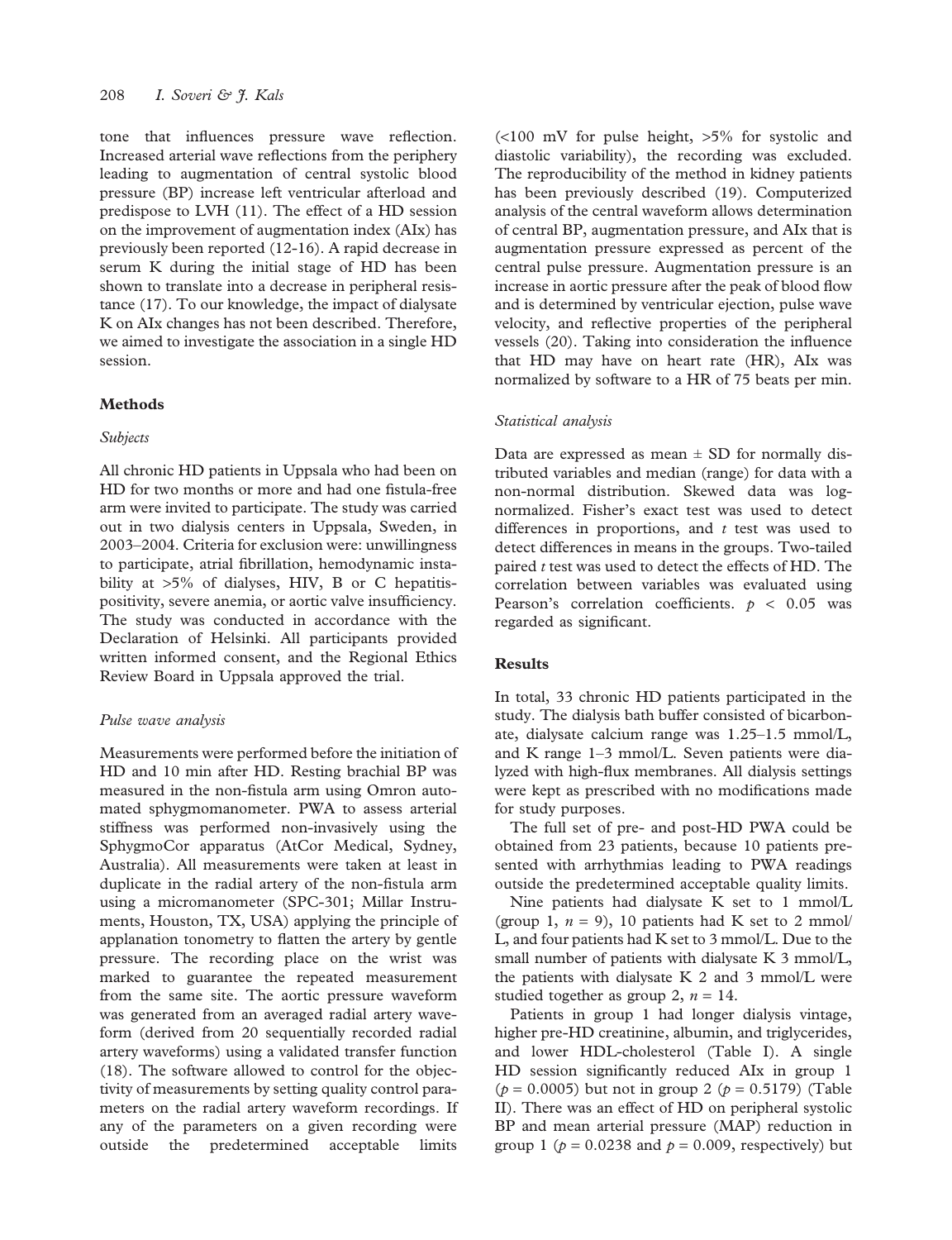tone that influences pressure wave reflection. Increased arterial wave reflections from the periphery leading to augmentation of central systolic blood pressure (BP) increase left ventricular afterload and predispose to LVH (11). The effect of a HD session on the improvement of augmentation index (AIx) has previously been reported (12-16). A rapid decrease in serum K during the initial stage of HD has been shown to translate into a decrease in peripheral resistance (17). To our knowledge, the impact of dialysate K on AIx changes has not been described. Therefore, we aimed to investigate the association in a single HD session.

## Methods

### *Subjects*

All chronic HD patients in Uppsala who had been on HD for two months or more and had one fistula-free arm were invited to participate. The study was carried out in two dialysis centers in Uppsala, Sweden, in 2003–2004. Criteria for exclusion were: unwillingness to participate, atrial fibrillation, hemodynamic instability at >5% of dialyses, HIV, B or C hepatitis-positivity, severe anemia, or aortic valve insufficiency. The study was conducted in accordance with the Declaration of Helsinki. All participants provided written informed consent, and the Regional Ethics Review Board in Uppsala approved the trial.

### *Pulse wave analysis*

Measurements were performed before the initiation of HD and 10 min after HD. Resting brachial BP was measured in the non-fistula arm using Omron automated sphygmomanometer. PWA to assess arterial stiffness was performed non-invasively using the SphygmoCor apparatus (AtCor Medical, Sydney, Australia). All measurements were taken at least in duplicate in the radial artery of the non-fistula arm using a micromanometer (SPC-301; Millar Instruments, Houston, TX, USA) applying the principle of applanation tonometry to flatten the artery by gentle pressure. The recording place on the wrist was marked to guarantee the repeated measurement from the same site. The aortic pressure waveform was generated from an averaged radial artery waveform (derived from 20 sequentially recorded radial artery waveforms) using a validated transfer function (18). The software allowed to control for the objectivity of measurements by setting quality control parameters on the radial artery waveform recordings. If any of the parameters on a given recording were outside the predetermined acceptable limits (<100 mV for pulse height, >5% for systolic and diastolic variability), the recording was excluded. The reproducibility of the method in kidney patients has been previously described (19). Computerized analysis of the central waveform allows determination of central BP, augmentation pressure, and AIx that is augmentation pressure expressed as percent of the central pulse pressure. Augmentation pressure is an increase in aortic pressure after the peak of blood flow and is determined by ventricular ejection, pulse wave velocity, and reflective properties of the peripheral vessels (20). Taking into consideration the influence that HD may have on heart rate (HR), AIx was normalized by software to a HR of 75 beats per min.

### *Statistical analysis*

Data are expressed as mean ± SD for normally distributed variables and median (range) for data with a non-normal distribution. Skewed data was log-normalized. Fisher's exact test was used to detect differences in proportions, and *t* test was used to detect differences in means in the groups. Two-tailed paired *t* test was used to detect the effects of HD. The correlation between variables was evaluated using Pearson's correlation coefficients. $p < 0.05$ was regarded as significant.

## Results

In total, 33 chronic HD patients participated in the study. The dialysis bath buffer consisted of bicarbonate, dialysate calcium range was 1.25–1.5 mmol/L, and K range 1–3 mmol/L. Seven patients were dialyzed with high-flux membranes. All dialysis settings were kept as prescribed with no modifications made for study purposes.

The full set of pre- and post-HD PWA could be obtained from 23 patients, because 10 patients presented with arrhythmias leading to PWA readings outside the predetermined acceptable quality limits.

Nine patients had dialysate K set to 1 mmol/L (group 1, $n = 9$), 10 patients had K set to 2 mmol/L, and four patients had K set to 3 mmol/L. Due to the small number of patients with dialysate K 3 mmol/L, the patients with dialysate K 2 and 3 mmol/L were studied together as group 2, $n = 14$.

Patients in group 1 had longer dialysis vintage, higher pre-HD creatinine, albumin, and triglycerides, and lower HDL-cholesterol (Table I). A single HD session significantly reduced AIx in group 1 ($p = 0.0005$) but not in group 2 ($p = 0.5179$) (Table II). There was an effect of HD on peripheral systolic BP and mean arterial pressure (MAP) reduction in group 1 ($p = 0.0238$ and $p = 0.009$, respectively) but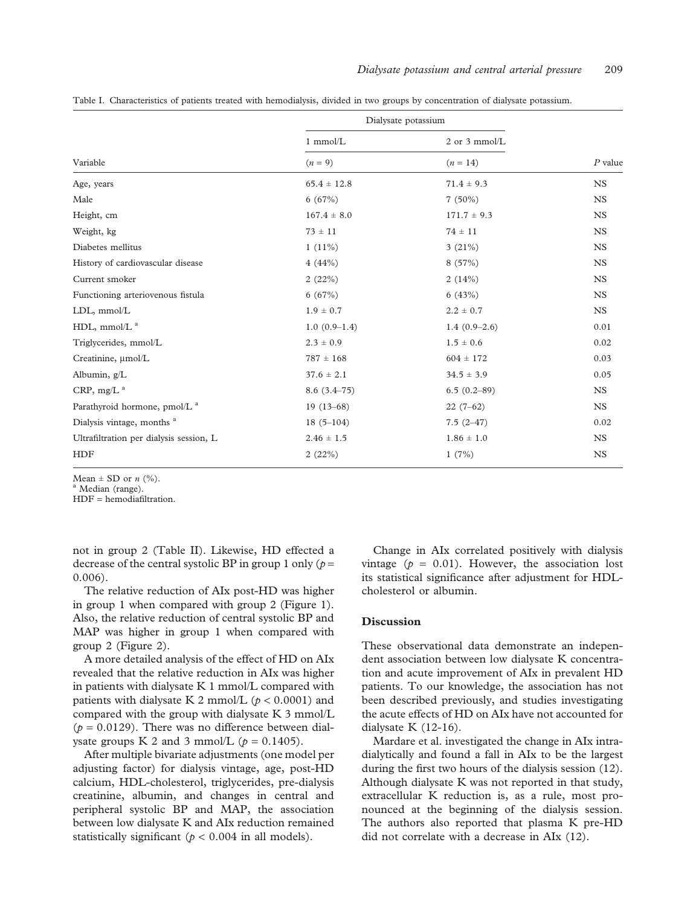Table I. Characteristics of patients treated with hemodialysis, divided in two groups by concentration of dialysate potassium.

| Variable | Dialysate potassium 1 mmol/L ($n$ = 9) | Dialysate potassium 2 or 3 mmol/L ($n$ = 14) | $P$ value |
|---|---|---|---|
| Age, years | 65.4 ± 12.8 | 71.4 ± 9.3 | NS |
| Male | 6 (67%) | 7 (50%) | NS |
| Height, cm | 167.4 ± 8.0 | 171.7 ± 9.3 | NS |
| Weight, kg | 73 ± 11 | 74 ± 11 | NS |
| Diabetes mellitus | 1 (11%) | 3 (21%) | NS |
| History of cardiovascular disease | 4 (44%) | 8 (57%) | NS |
| Current smoker | 2 (22%) | 2 (14%) | NS |
| Functioning arteriovenous fistula | 6 (67%) | 6 (43%) | NS |
| LDL, mmol/L | 1.9 ± 0.7 | 2.2 ± 0.7 | NS |
| HDL, mmol/L [a] | 1.0 (0.9–1.4) | 1.4 (0.9–2.6) | 0.01 |
| Triglycerides, mmol/L | 2.3 ± 0.9 | 1.5 ± 0.6 | 0.02 |
| Creatinine, μmol/L | 787 ± 168 | 604 ± 172 | 0.03 |
| Albumin, g/L | 37.6 ± 2.1 | 34.5 ± 3.9 | 0.05 |
| CRP, mg/L [a] | 8.6 (3.4–75) | 6.5 (0.2–89) | NS |
| Parathyroid hormone, pmol/L [a] | 19 (13–68) | 22 (7–62) | NS |
| Dialysis vintage, months [a] | 18 (5–104) | 7.5 (2–47) | 0.02 |
| Ultrafiltration per dialysis session, L | 2.46 ± 1.5 | 1.86 ± 1.0 | NS |
| HDF | 2 (22%) | 1 (7%) | NS |

Mean ± SD or $n$ (%).
[a] Median (range).
HDF = hemodiafiltration.

not in group 2 (Table II). Likewise, HD effected a decrease of the central systolic BP in group 1 only ($p$ = 0.006).

The relative reduction of AIx post-HD was higher in group 1 when compared with group 2 (Figure 1). Also, the relative reduction of central systolic BP and MAP was higher in group 1 when compared with group 2 (Figure 2).

A more detailed analysis of the effect of HD on AIx revealed that the relative reduction in AIx was higher in patients with dialysate K 1 mmol/L compared with patients with dialysate K 2 mmol/L ($p < 0.0001$) and compared with the group with dialysate K 3 mmol/L ($p = 0.0129$). There was no difference between dialysate groups K 2 and 3 mmol/L ($p = 0.1405$).

After multiple bivariate adjustments (one model per adjusting factor) for dialysis vintage, age, post-HD calcium, HDL-cholesterol, triglycerides, pre-dialysis creatinine, albumin, and changes in central and peripheral systolic BP and MAP, the association between low dialysate K and AIx reduction remained statistically significant ($p < 0.004$ in all models).

Change in AIx correlated positively with dialysis vintage ($p = 0.01$). However, the association lost its statistical significance after adjustment for HDL-cholesterol or albumin.

## Discussion

These observational data demonstrate an independent association between low dialysate K concentration and acute improvement of AIx in prevalent HD patients. To our knowledge, the association has not been described previously, and studies investigating the acute effects of HD on AIx have not accounted for dialysate K (12-16).

Mardare et al. investigated the change in AIx intradialytically and found a fall in AIx to be the largest during the first two hours of the dialysis session (12). Although dialysate K was not reported in that study, extracellular K reduction is, as a rule, most pronounced at the beginning of the dialysis session. The authors also reported that plasma K pre-HD did not correlate with a decrease in AIx (12).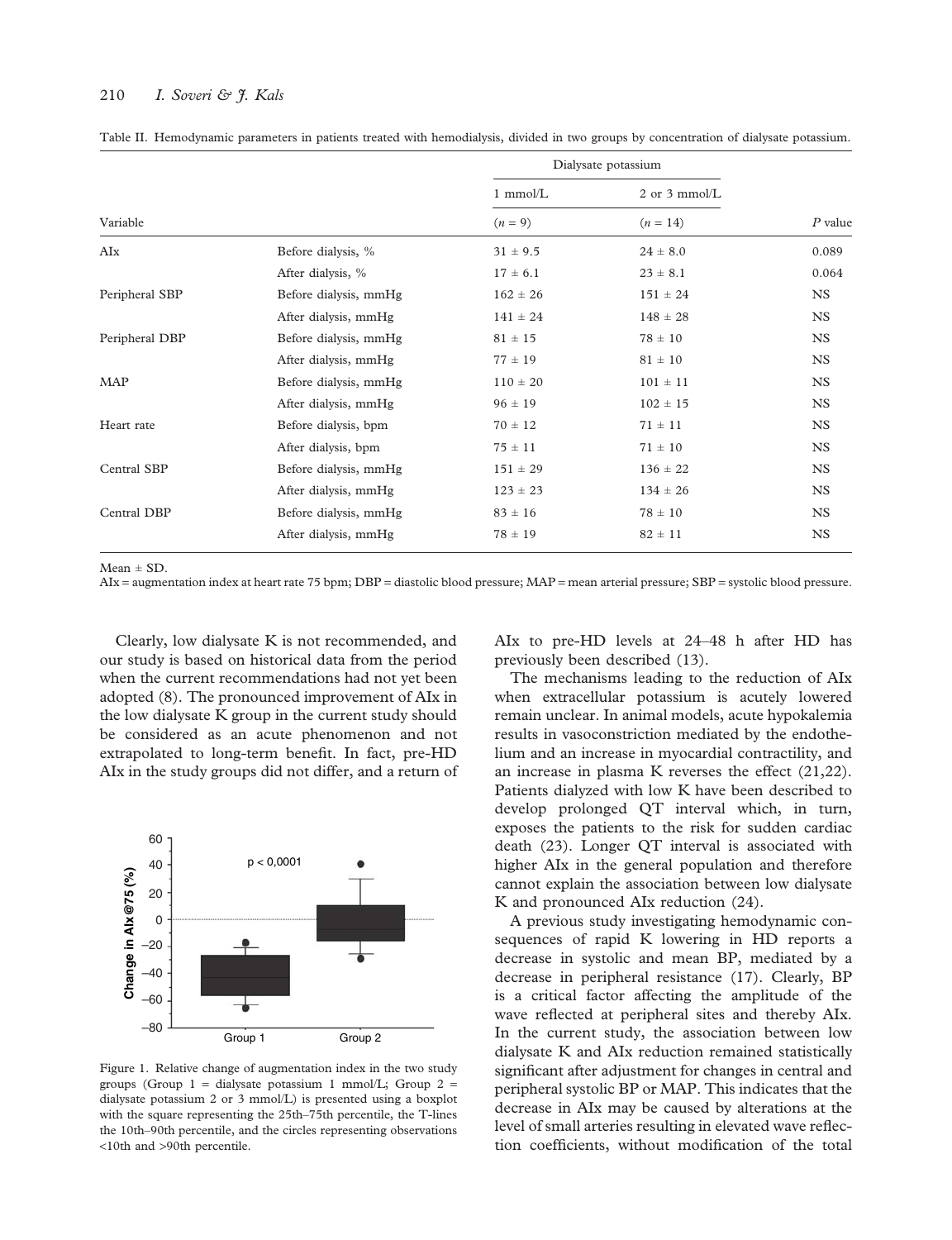Table II. Hemodynamic parameters in patients treated with hemodialysis, divided in two groups by concentration of dialysate potassium.

| Variable | | Dialysate potassium 1 mmol/L ($n$ = 9) | Dialysate potassium 2 or 3 mmol/L ($n$ = 14) | $P$ value |
|---|---|---|---|---|
| AIx | Before dialysis, % | 31 ± 9.5 | 24 ± 8.0 | 0.089 |
| | After dialysis, % | 17 ± 6.1 | 23 ± 8.1 | 0.064 |
| Peripheral SBP | Before dialysis, mmHg | 162 ± 26 | 151 ± 24 | NS |
| | After dialysis, mmHg | 141 ± 24 | 148 ± 28 | NS |
| Peripheral DBP | Before dialysis, mmHg | 81 ± 15 | 78 ± 10 | NS |
| | After dialysis, mmHg | 77 ± 19 | 81 ± 10 | NS |
| MAP | Before dialysis, mmHg | 110 ± 20 | 101 ± 11 | NS |
| | After dialysis, mmHg | 96 ± 19 | 102 ± 15 | NS |
| Heart rate | Before dialysis, bpm | 70 ± 12 | 71 ± 11 | NS |
| | After dialysis, bpm | 75 ± 11 | 71 ± 10 | NS |
| Central SBP | Before dialysis, mmHg | 151 ± 29 | 136 ± 22 | NS |
| | After dialysis, mmHg | 123 ± 23 | 134 ± 26 | NS |
| Central DBP | Before dialysis, mmHg | 83 ± 16 | 78 ± 10 | NS |
| | After dialysis, mmHg | 78 ± 19 | 82 ± 11 | NS |

Mean ± SD.
AIx = augmentation index at heart rate 75 bpm; DBP = diastolic blood pressure; MAP = mean arterial pressure; SBP = systolic blood pressure.

Clearly, low dialysate K is not recommended, and our study is based on historical data from the period when the current recommendations had not yet been adopted (8). The pronounced improvement of AIx in the low dialysate K group in the current study should be considered as an acute phenomenon and not extrapolated to long-term benefit. In fact, pre-HD AIx in the study groups did not differ, and a return of AIx to pre-HD levels at 24–48 h after HD has previously been described (13).

Figure 1. Relative change of augmentation index in the two study groups (Group 1 = dialysate potassium 1 mmol/L; Group 2 = dialysate potassium 2 or 3 mmol/L) is presented using a boxplot with the square representing the 25th–75th percentile, the T-lines the 10th–90th percentile, and the circles representing observations <10th and >90th percentile.

The mechanisms leading to the reduction of AIx when extracellular potassium is acutely lowered remain unclear. In animal models, acute hypokalemia results in vasoconstriction mediated by the endothelium and an increase in myocardial contractility, and an increase in plasma K reverses the effect (21,22). Patients dialyzed with low K have been described to develop prolonged QT interval which, in turn, exposes the patients to the risk for sudden cardiac death (23). Longer QT interval is associated with higher AIx in the general population and therefore cannot explain the association between low dialysate K and pronounced AIx reduction (24).

A previous study investigating hemodynamic consequences of rapid K lowering in HD reports a decrease in systolic and mean BP, mediated by a decrease in peripheral resistance (17). Clearly, BP is a critical factor affecting the amplitude of the wave reflected at peripheral sites and thereby AIx. In the current study, the association between low dialysate K and AIx reduction remained statistically significant after adjustment for changes in central and peripheral systolic BP or MAP. This indicates that the decrease in AIx may be caused by alterations at the level of small arteries resulting in elevated wave reflection coefficients, without modification of the total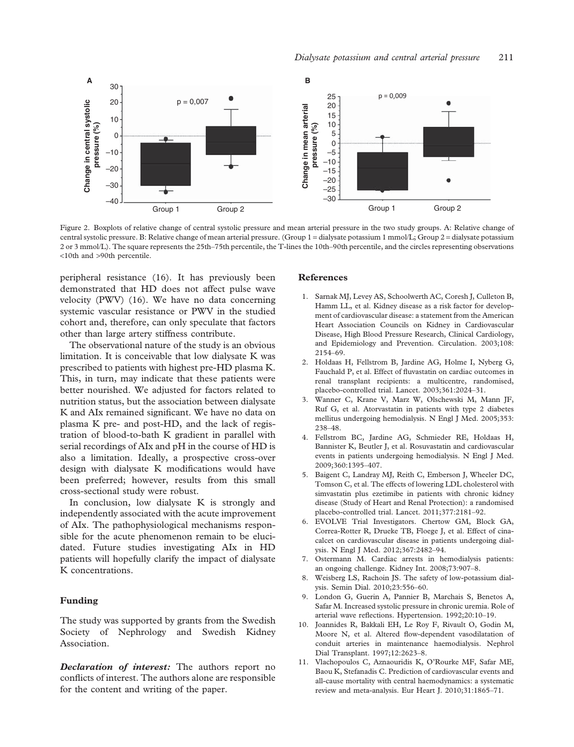A

Change in central systolic pressure (%)

30
20
10
0
−10
−20
−30
−40

p = 0,007

Group 1
Group 2

B

Change in mean arterial pressure (%)

25
20
15
10
5
0
−5
−10
−15
−20
−25
−30

p = 0,009

Group 1
Group 2

Figure 2. Boxplots of relative change of central systolic pressure and mean arterial pressure in the two study groups. A: Relative change of central systolic pressure. B: Relative change of mean arterial pressure. (Group 1 = dialysate potassium 1 mmol/L; Group 2 = dialysate potassium 2 or 3 mmol/L). The square represents the 25th–75th percentile, the T-lines the 10th–90th percentile, and the circles representing observations <10th and >90th percentile.

peripheral resistance (16). It has previously been demonstrated that HD does not affect pulse wave velocity (PWV) (16). We have no data concerning systemic vascular resistance or PWV in the studied cohort and, therefore, can only speculate that factors other than large artery stiffness contribute.

The observational nature of the study is an obvious limitation. It is conceivable that low dialysate K was prescribed to patients with highest pre-HD plasma K. This, in turn, may indicate that these patients were better nourished. We adjusted for factors related to nutrition status, but the association between dialysate K and AIx remained significant. We have no data on plasma K pre- and post-HD, and the lack of registration of blood-to-bath K gradient in parallel with serial recordings of AIx and pH in the course of HD is also a limitation. Ideally, a prospective cross-over design with dialysate K modifications would have been preferred; however, results from this small cross-sectional study were robust.

In conclusion, low dialysate K is strongly and independently associated with the acute improvement of AIx. The pathophysiological mechanisms responsible for the acute phenomenon remain to be elucidated. Future studies investigating AIx in HD patients will hopefully clarify the impact of dialysate K concentrations.

## Funding

The study was supported by grants from the Swedish Society of Nephrology and Swedish Kidney Association.

***Declaration of interest:*** The authors report no conflicts of interest. The authors alone are responsible for the content and writing of the paper.

## References

1. Sarnak MJ, Levey AS, Schoolwerth AC, Coresh J, Culleton B, Hamm LL, et al. Kidney disease as a risk factor for development of cardiovascular disease: a statement from the American Heart Association Councils on Kidney in Cardiovascular Disease, High Blood Pressure Research, Clinical Cardiology, and Epidemiology and Prevention. Circulation. 2003;108:2154–69.
2. Holdaas H, Fellstrom B, Jardine AG, Holme I, Nyberg G, Fauchald P, et al. Effect of fluvastatin on cardiac outcomes in renal transplant recipients: a multicentre, randomised, placebo-controlled trial. Lancet. 2003;361:2024–31.
3. Wanner C, Krane V, Marz W, Olschewski M, Mann JF, Ruf G, et al. Atorvastatin in patients with type 2 diabetes mellitus undergoing hemodialysis. N Engl J Med. 2005;353:238–48.
4. Fellstrom BC, Jardine AG, Schmieder RE, Holdaas H, Bannister K, Beutler J, et al. Rosuvastatin and cardiovascular events in patients undergoing hemodialysis. N Engl J Med. 2009;360:1395–407.
5. Baigent C, Landray MJ, Reith C, Emberson J, Wheeler DC, Tomson C, et al. The effects of lowering LDL cholesterol with simvastatin plus ezetimibe in patients with chronic kidney disease (Study of Heart and Renal Protection): a randomised placebo-controlled trial. Lancet. 2011;377:2181–92.
6. EVOLVE Trial Investigators. Chertow GM, Block GA, Correa-Rotter R, Drueke TB, Floege J, et al. Effect of cinacalcet on cardiovascular disease in patients undergoing dialysis. N Engl J Med. 2012;367:2482–94.
7. Ostermann M. Cardiac arrests in hemodialysis patients: an ongoing challenge. Kidney Int. 2008;73:907–8.
8. Weisberg LS, Rachoin JS. The safety of low-potassium dialysis. Semin Dial. 2010;23:556–60.
9. London G, Guerin A, Pannier B, Marchais S, Benetos A, Safar M. Increased systolic pressure in chronic uremia. Role of arterial wave reflections. Hypertension. 1992;20:10–19.
10. Joannides R, Bakkali EH, Le Roy F, Rivault O, Godin M, Moore N, et al. Altered flow-dependent vasodilatation of conduit arteries in maintenance haemodialysis. Nephrol Dial Transplant. 1997;12:2623–8.
11. Vlachopoulos C, Aznaouridis K, O'Rourke MF, Safar ME, Baou K, Stefanadis C. Prediction of cardiovascular events and all-cause mortality with central haemodynamics: a systematic review and meta-analysis. Eur Heart J. 2010;31:1865–71.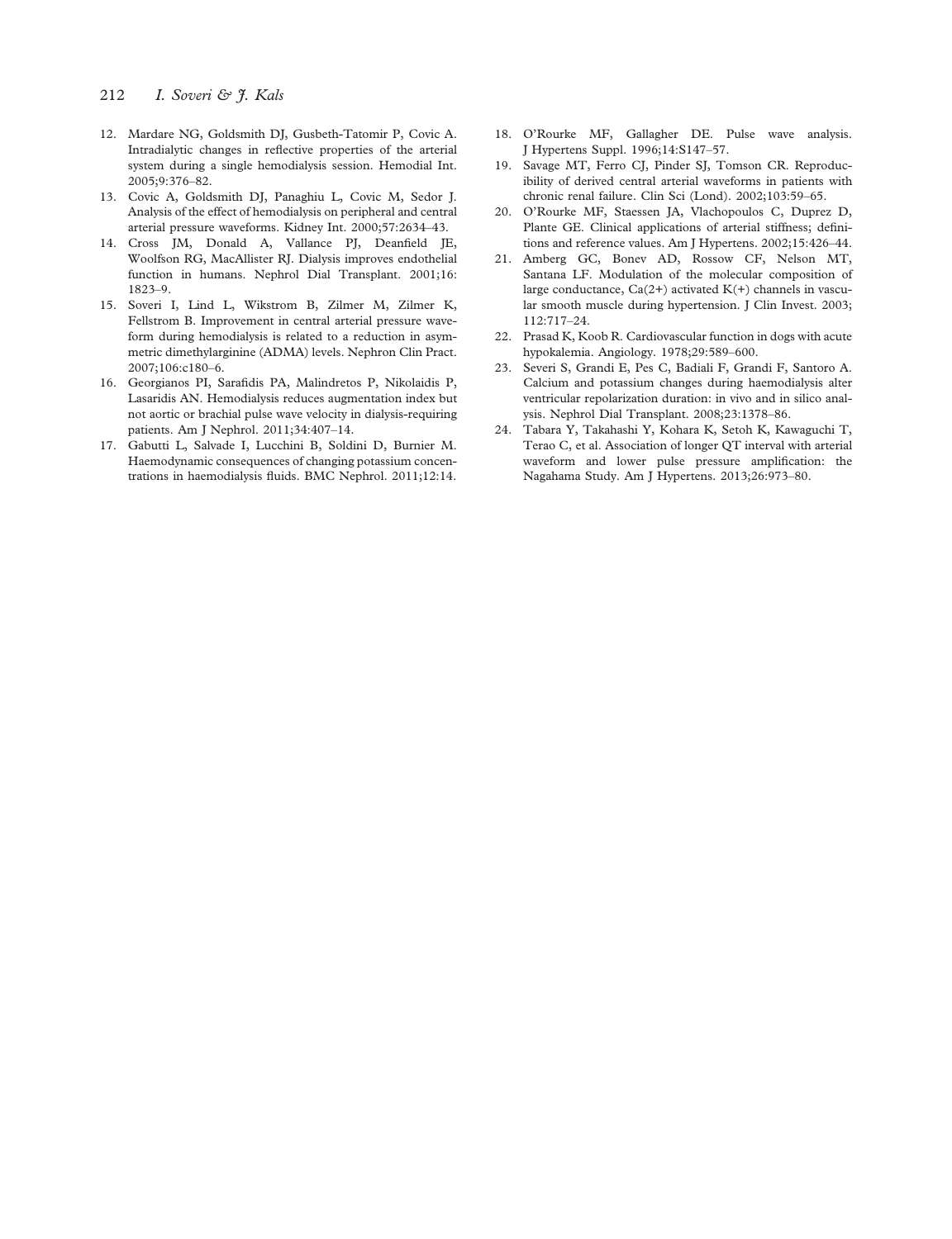12. Mardare NG, Goldsmith DJ, Gusbeth-Tatomir P, Covic A. Intradialytic changes in reflective properties of the arterial system during a single hemodialysis session. Hemodial Int. 2005;9:376–82.
13. Covic A, Goldsmith DJ, Panaghiu L, Covic M, Sedor J. Analysis of the effect of hemodialysis on peripheral and central arterial pressure waveforms. Kidney Int. 2000;57:2634–43.
14. Cross JM, Donald A, Vallance PJ, Deanfield JE, Woolfson RG, MacAllister RJ. Dialysis improves endothelial function in humans. Nephrol Dial Transplant. 2001;16: 1823–9.
15. Soveri I, Lind L, Wikstrom B, Zilmer M, Zilmer K, Fellstrom B. Improvement in central arterial pressure waveform during hemodialysis is related to a reduction in asymmetric dimethylarginine (ADMA) levels. Nephron Clin Pract. 2007;106:c180–6.
16. Georgianos PI, Sarafidis PA, Malindretos P, Nikolaidis P, Lasaridis AN. Hemodialysis reduces augmentation index but not aortic or brachial pulse wave velocity in dialysis-requiring patients. Am J Nephrol. 2011;34:407–14.
17. Gabutti L, Salvade I, Lucchini B, Soldini D, Burnier M. Haemodynamic consequences of changing potassium concentrations in haemodialysis fluids. BMC Nephrol. 2011;12:14.
18. O'Rourke MF, Gallagher DE. Pulse wave analysis. J Hypertens Suppl. 1996;14:S147–57.
19. Savage MT, Ferro CJ, Pinder SJ, Tomson CR. Reproducibility of derived central arterial waveforms in patients with chronic renal failure. Clin Sci (Lond). 2002;103:59–65.
20. O'Rourke MF, Staessen JA, Vlachopoulos C, Duprez D, Plante GE. Clinical applications of arterial stiffness; definitions and reference values. Am J Hypertens. 2002;15:426–44.
21. Amberg GC, Bonev AD, Rossow CF, Nelson MT, Santana LF. Modulation of the molecular composition of large conductance, Ca(2+) activated K(+) channels in vascular smooth muscle during hypertension. J Clin Invest. 2003; 112:717–24.
22. Prasad K, Koob R. Cardiovascular function in dogs with acute hypokalemia. Angiology. 1978;29:589–600.
23. Severi S, Grandi E, Pes C, Badiali F, Grandi F, Santoro A. Calcium and potassium changes during haemodialysis alter ventricular repolarization duration: in vivo and in silico analysis. Nephrol Dial Transplant. 2008;23:1378–86.
24. Tabara Y, Takahashi Y, Kohara K, Setoh K, Kawaguchi T, Terao C, et al. Association of longer QT interval with arterial waveform and lower pulse pressure amplification: the Nagahama Study. Am J Hypertens. 2013;26:973–80.